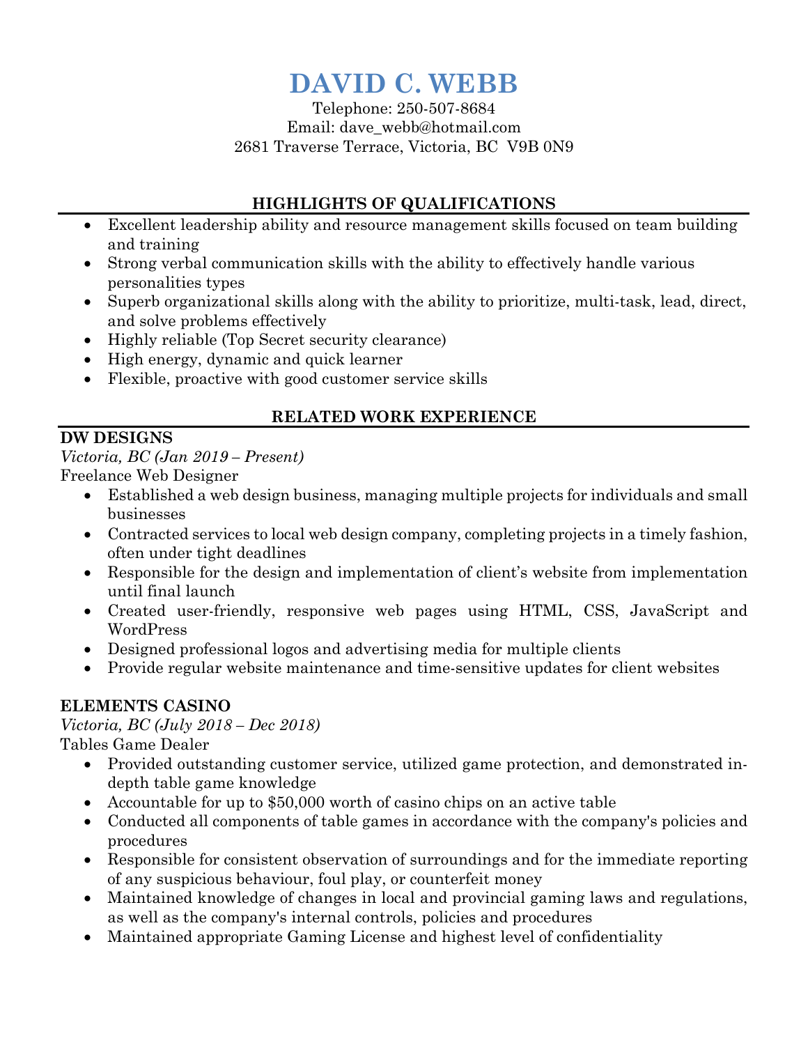# DAVID C. WEBB

Telephone: 250-507-8684
Email: dave_webb@hotmail.com
2681 Traverse Terrace, Victoria, BC V9B 0N9

## HIGHLIGHTS OF QUALIFICATIONS

- Excellent leadership ability and resource management skills focused on team building and training
- Strong verbal communication skills with the ability to effectively handle various personalities types
- Superb organizational skills along with the ability to prioritize, multi-task, lead, direct, and solve problems effectively
- Highly reliable (Top Secret security clearance)
- High energy, dynamic and quick learner
- Flexible, proactive with good customer service skills

## RELATED WORK EXPERIENCE

**DW DESIGNS**

*Victoria, BC (Jan 2019 – Present)*

Freelance Web Designer

- Established a web design business, managing multiple projects for individuals and small businesses
- Contracted services to local web design company, completing projects in a timely fashion, often under tight deadlines
- Responsible for the design and implementation of client's website from implementation until final launch
- Created user-friendly, responsive web pages using HTML, CSS, JavaScript and WordPress
- Designed professional logos and advertising media for multiple clients
- Provide regular website maintenance and time-sensitive updates for client websites

**ELEMENTS CASINO**

*Victoria, BC (July 2018 – Dec 2018)*

Tables Game Dealer

- Provided outstanding customer service, utilized game protection, and demonstrated in-depth table game knowledge
- Accountable for up to $50,000 worth of casino chips on an active table
- Conducted all components of table games in accordance with the company's policies and procedures
- Responsible for consistent observation of surroundings and for the immediate reporting of any suspicious behaviour, foul play, or counterfeit money
- Maintained knowledge of changes in local and provincial gaming laws and regulations, as well as the company's internal controls, policies and procedures
- Maintained appropriate Gaming License and highest level of confidentiality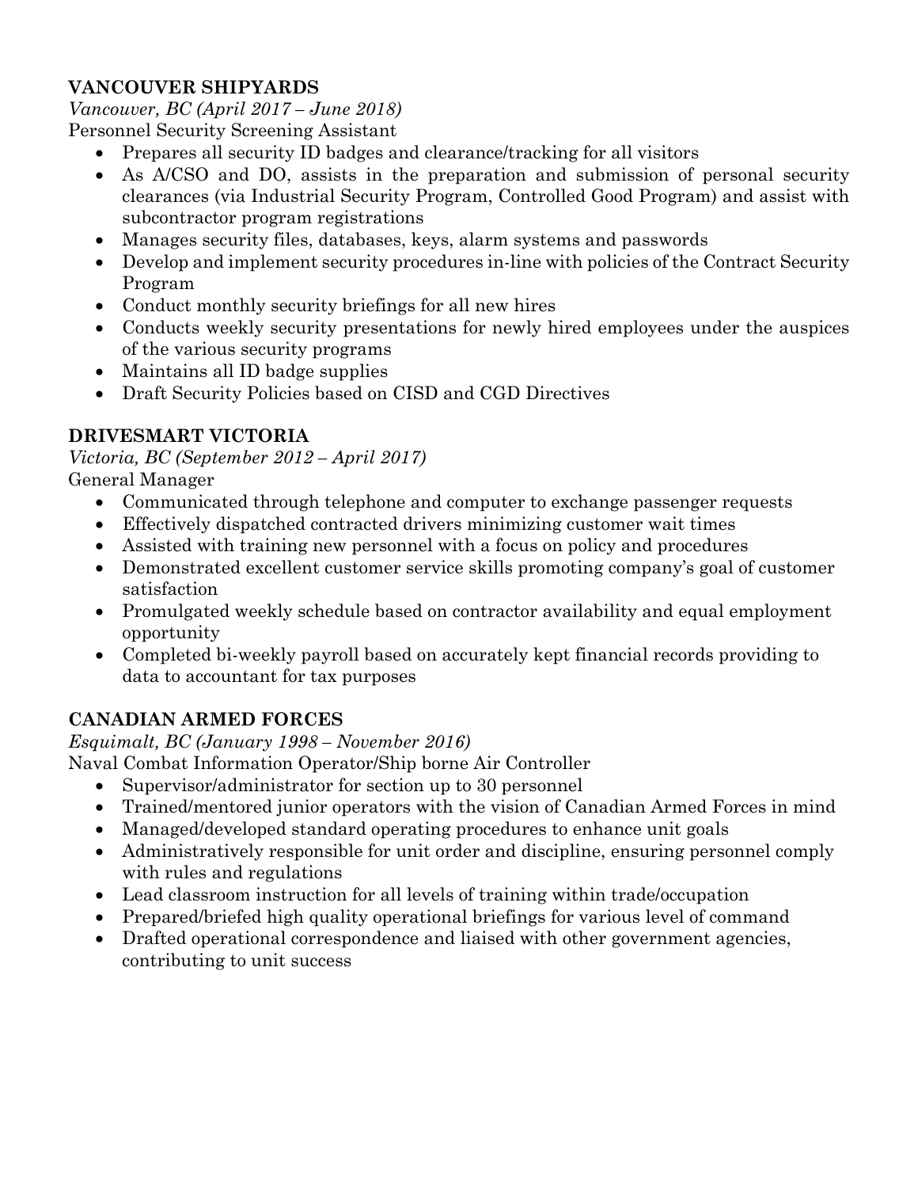### VANCOUVER SHIPYARDS

*Vancouver, BC (April 2017 – June 2018)*

Personnel Security Screening Assistant

- Prepares all security ID badges and clearance/tracking for all visitors
- As A/CSO and DO, assists in the preparation and submission of personal security clearances (via Industrial Security Program, Controlled Good Program) and assist with subcontractor program registrations
- Manages security files, databases, keys, alarm systems and passwords
- Develop and implement security procedures in-line with policies of the Contract Security Program
- Conduct monthly security briefings for all new hires
- Conducts weekly security presentations for newly hired employees under the auspices of the various security programs
- Maintains all ID badge supplies
- Draft Security Policies based on CISD and CGD Directives

### DRIVESMART VICTORIA

*Victoria, BC (September 2012 – April 2017)*

General Manager

- Communicated through telephone and computer to exchange passenger requests
- Effectively dispatched contracted drivers minimizing customer wait times
- Assisted with training new personnel with a focus on policy and procedures
- Demonstrated excellent customer service skills promoting company's goal of customer satisfaction
- Promulgated weekly schedule based on contractor availability and equal employment opportunity
- Completed bi-weekly payroll based on accurately kept financial records providing to data to accountant for tax purposes

### CANADIAN ARMED FORCES

*Esquimalt, BC (January 1998 – November 2016)*

Naval Combat Information Operator/Ship borne Air Controller

- Supervisor/administrator for section up to 30 personnel
- Trained/mentored junior operators with the vision of Canadian Armed Forces in mind
- Managed/developed standard operating procedures to enhance unit goals
- Administratively responsible for unit order and discipline, ensuring personnel comply with rules and regulations
- Lead classroom instruction for all levels of training within trade/occupation
- Prepared/briefed high quality operational briefings for various level of command
- Drafted operational correspondence and liaised with other government agencies, contributing to unit success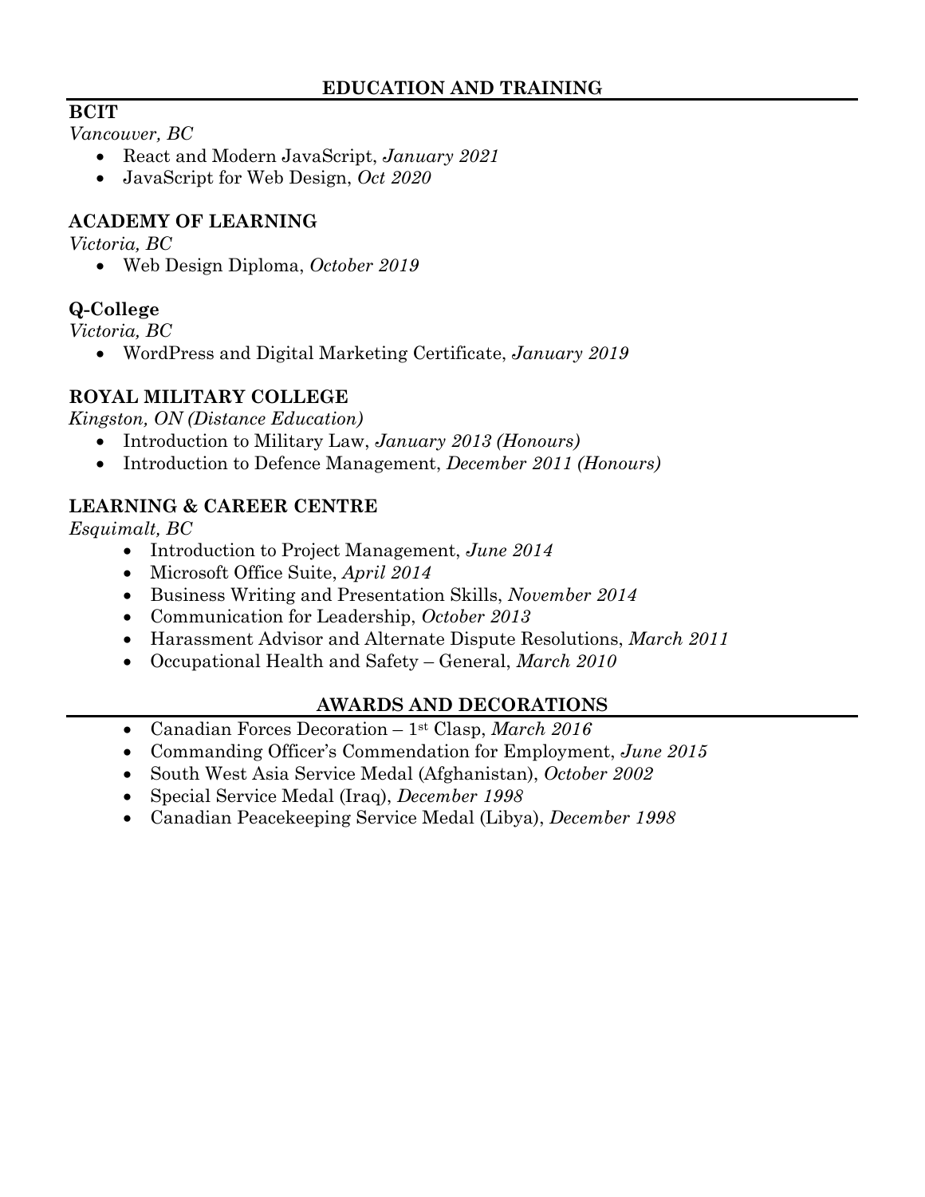## EDUCATION AND TRAINING

### BCIT

*Vancouver, BC*

- React and Modern JavaScript, *January 2021*
- JavaScript for Web Design, *Oct 2020*

### ACADEMY OF LEARNING

*Victoria, BC*

- Web Design Diploma, *October 2019*

### Q-College

*Victoria, BC*

- WordPress and Digital Marketing Certificate, *January 2019*

### ROYAL MILITARY COLLEGE

*Kingston, ON (Distance Education)*

- Introduction to Military Law, *January 2013 (Honours)*
- Introduction to Defence Management, *December 2011 (Honours)*

### LEARNING & CAREER CENTRE

*Esquimalt, BC*

- Introduction to Project Management, *June 2014*
- Microsoft Office Suite, *April 2014*
- Business Writing and Presentation Skills, *November 2014*
- Communication for Leadership, *October 2013*
- Harassment Advisor and Alternate Dispute Resolutions, *March 2011*
- Occupational Health and Safety – General, *March 2010*

## AWARDS AND DECORATIONS

- Canadian Forces Decoration – 1st Clasp, *March 2016*
- Commanding Officer's Commendation for Employment, *June 2015*
- South West Asia Service Medal (Afghanistan), *October 2002*
- Special Service Medal (Iraq), *December 1998*
- Canadian Peacekeeping Service Medal (Libya), *December 1998*